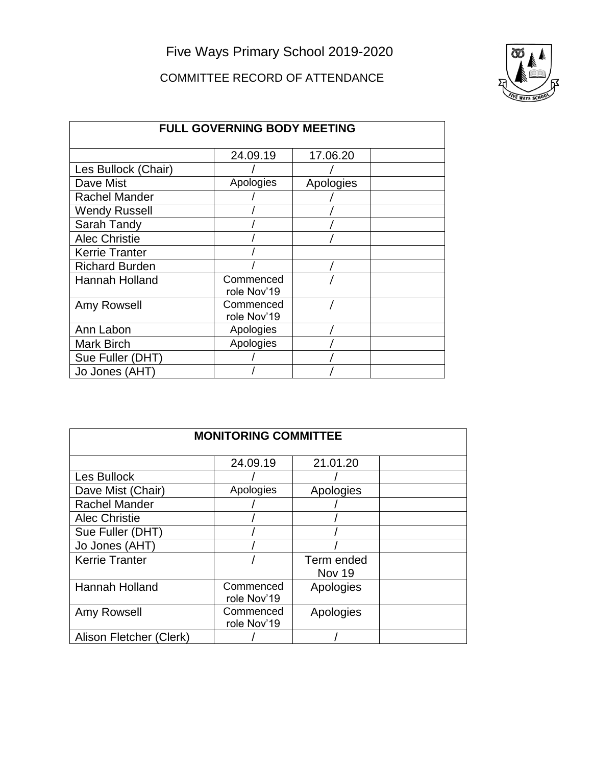# Five Ways Primary School 2019-2020

## COMMITTEE RECORD OF ATTENDANCE

| FULL GOVERNING BODY MEETING | | | |
|---|---|---|---|
| | 24.09.19 | 17.06.20 | |
| Les Bullock (Chair) | / | / | |
| Dave Mist | Apologies | Apologies | |
| Rachel Mander | / | / | |
| Wendy Russell | / | / | |
| Sarah Tandy | / | / | |
| Alec Christie | / | / | |
| Kerrie Tranter | / | | |
| Richard Burden | / | / | |
| Hannah Holland | Commenced role Nov'19 | / | |
| Amy Rowsell | Commenced role Nov'19 | / | |
| Ann Labon | Apologies | / | |
| Mark Birch | Apologies | / | |
| Sue Fuller (DHT) | / | / | |
| Jo Jones (AHT) | / | / | |

| MONITORING COMMITTEE | | | |
|---|---|---|---|
| | 24.09.19 | 21.01.20 | |
| Les Bullock | / | / | |
| Dave Mist (Chair) | Apologies | Apologies | |
| Rachel Mander | / | / | |
| Alec Christie | / | / | |
| Sue Fuller (DHT) | / | / | |
| Jo Jones (AHT) | / | / | |
| Kerrie Tranter | / | Term ended Nov 19 | |
| Hannah Holland | Commenced role Nov'19 | Apologies | |
| Amy Rowsell | Commenced role Nov'19 | Apologies | |
| Alison Fletcher (Clerk) | / | / | |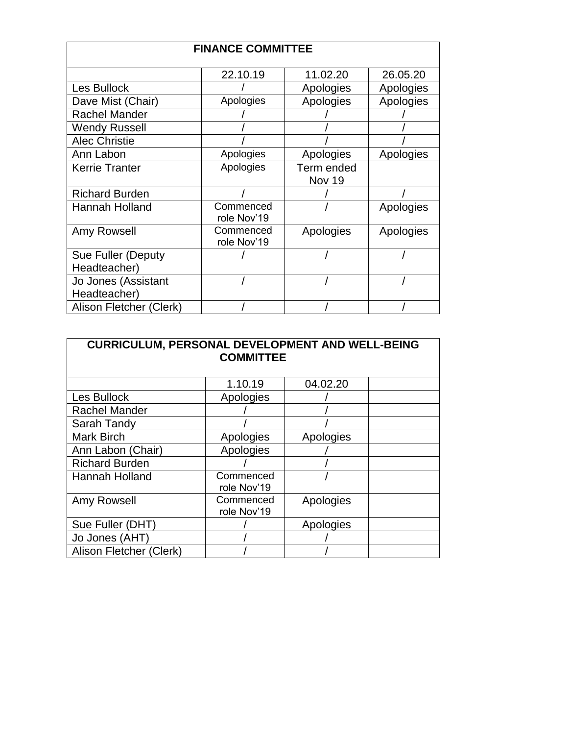| FINANCE COMMITTEE | | | |
|---|---|---|---|
| | 22.10.19 | 11.02.20 | 26.05.20 |
| Les Bullock | / | Apologies | Apologies |
| Dave Mist (Chair) | Apologies | Apologies | Apologies |
| Rachel Mander | / | / | / |
| Wendy Russell | / | / | / |
| Alec Christie | / | / | / |
| Ann Labon | Apologies | Apologies | Apologies |
| Kerrie Tranter | Apologies | Term ended Nov 19 | |
| Richard Burden | / | / | / |
| Hannah Holland | Commenced role Nov'19 | / | Apologies |
| Amy Rowsell | Commenced role Nov'19 | Apologies | Apologies |
| Sue Fuller (Deputy Headteacher) | / | / | / |
| Jo Jones (Assistant Headteacher) | / | / | / |
| Alison Fletcher (Clerk) | / | / | / |

| CURRICULUM, PERSONAL DEVELOPMENT AND WELL-BEING COMMITTEE | | | |
|---|---|---|---|
| | 1.10.19 | 04.02.20 | |
| Les Bullock | Apologies | / | |
| Rachel Mander | / | / | |
| Sarah Tandy | / | / | |
| Mark Birch | Apologies | Apologies | |
| Ann Labon (Chair) | Apologies | / | |
| Richard Burden | / | / | |
| Hannah Holland | Commenced role Nov'19 | / | |
| Amy Rowsell | Commenced role Nov'19 | Apologies | |
| Sue Fuller (DHT) | / | Apologies | |
| Jo Jones (AHT) | / | / | |
| Alison Fletcher (Clerk) | / | / | |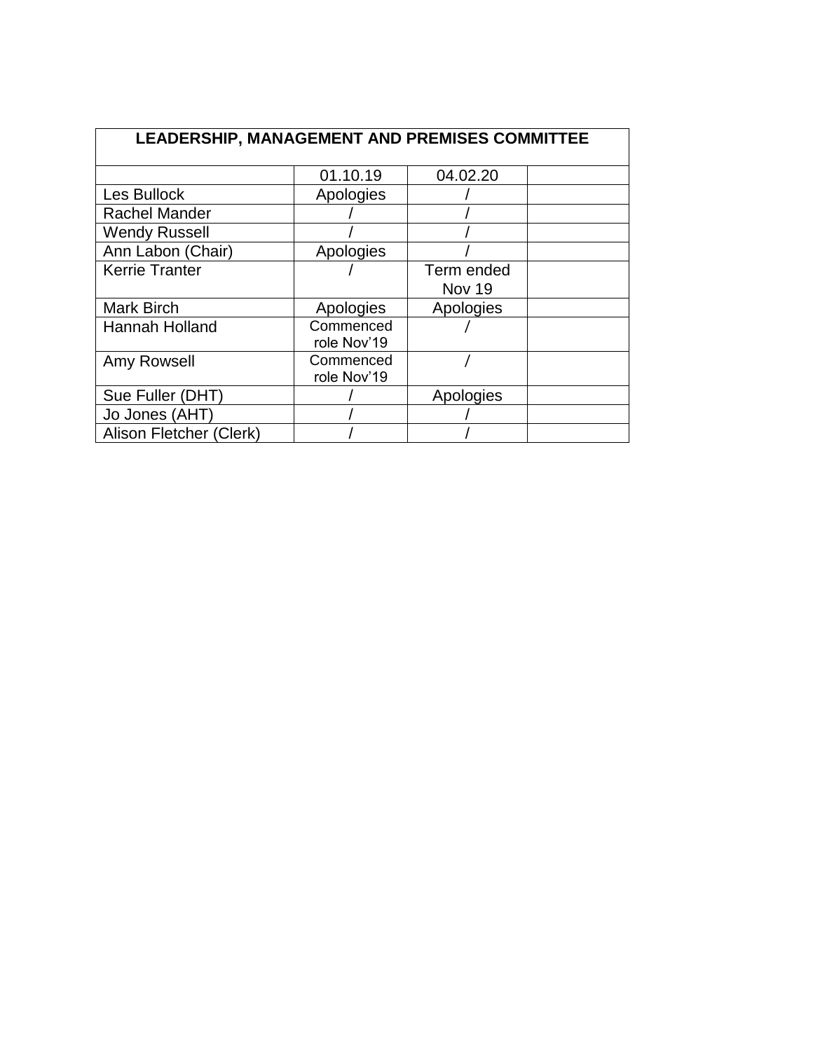| LEADERSHIP, MANAGEMENT AND PREMISES COMMITTEE | | | |
|---|---|---|---|
| | 01.10.19 | 04.02.20 | |
| Les Bullock | Apologies | / | |
| Rachel Mander | / | / | |
| Wendy Russell | / | / | |
| Ann Labon (Chair) | Apologies | / | |
| Kerrie Tranter | / | Term ended Nov 19 | |
| Mark Birch | Apologies | Apologies | |
| Hannah Holland | Commenced role Nov'19 | / | |
| Amy Rowsell | Commenced role Nov'19 | / | |
| Sue Fuller (DHT) | / | Apologies | |
| Jo Jones (AHT) | / | / | |
| Alison Fletcher (Clerk) | / | / | |